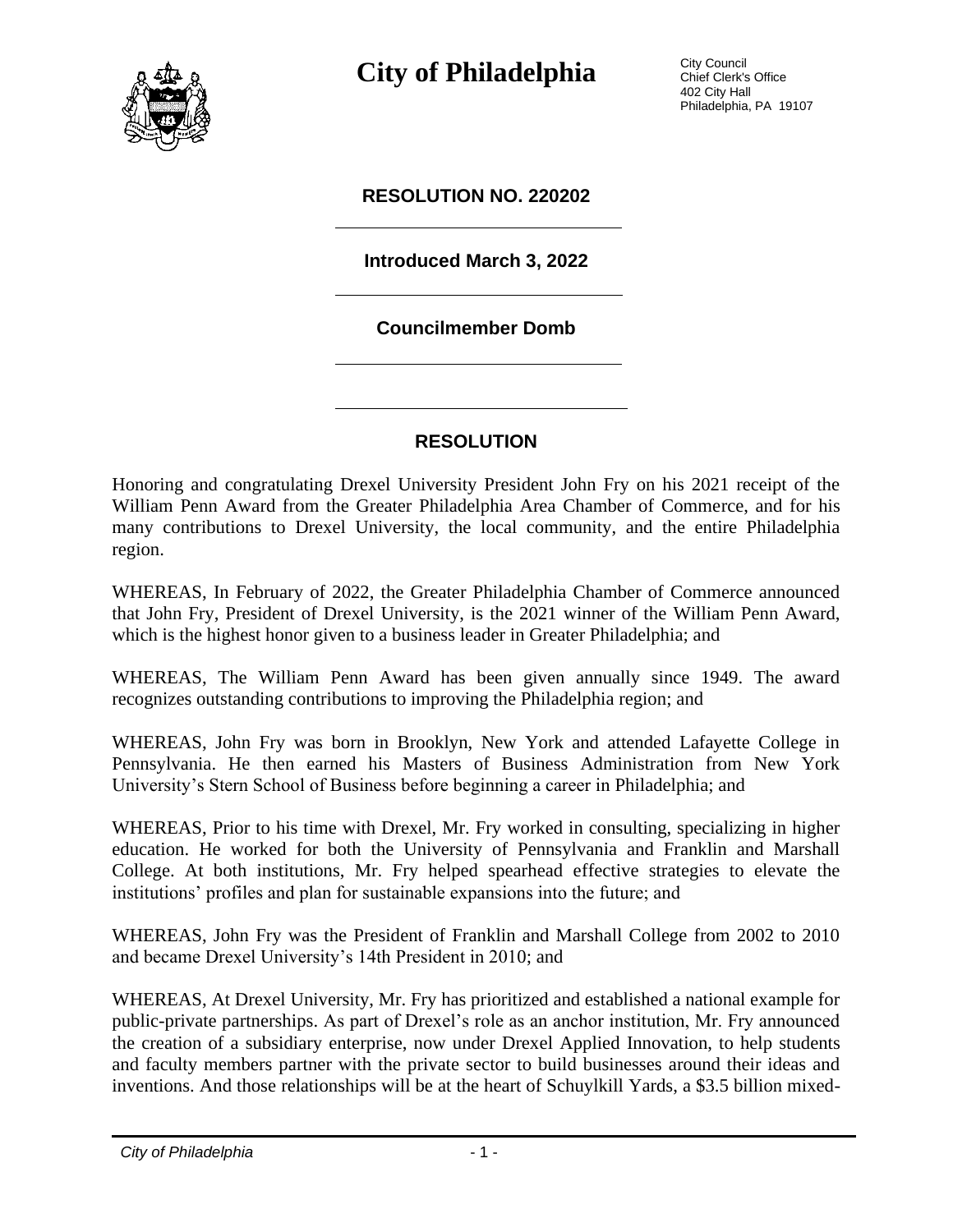# City of Philadelphia

City Council
Chief Clerk's Office
402 City Hall
Philadelphia, PA 19107

**RESOLUTION NO. 220202**

**Introduced March 3, 2022**

**Councilmember Domb**

## RESOLUTION

Honoring and congratulating Drexel University President John Fry on his 2021 receipt of the William Penn Award from the Greater Philadelphia Area Chamber of Commerce, and for his many contributions to Drexel University, the local community, and the entire Philadelphia region.

WHEREAS, In February of 2022, the Greater Philadelphia Chamber of Commerce announced that John Fry, President of Drexel University, is the 2021 winner of the William Penn Award, which is the highest honor given to a business leader in Greater Philadelphia; and

WHEREAS, The William Penn Award has been given annually since 1949. The award recognizes outstanding contributions to improving the Philadelphia region; and

WHEREAS, John Fry was born in Brooklyn, New York and attended Lafayette College in Pennsylvania. He then earned his Masters of Business Administration from New York University's Stern School of Business before beginning a career in Philadelphia; and

WHEREAS, Prior to his time with Drexel, Mr. Fry worked in consulting, specializing in higher education. He worked for both the University of Pennsylvania and Franklin and Marshall College. At both institutions, Mr. Fry helped spearhead effective strategies to elevate the institutions' profiles and plan for sustainable expansions into the future; and

WHEREAS, John Fry was the President of Franklin and Marshall College from 2002 to 2010 and became Drexel University's 14th President in 2010; and

WHEREAS, At Drexel University, Mr. Fry has prioritized and established a national example for public-private partnerships. As part of Drexel's role as an anchor institution, Mr. Fry announced the creation of a subsidiary enterprise, now under Drexel Applied Innovation, to help students and faculty members partner with the private sector to build businesses around their ideas and inventions. And those relationships will be at the heart of Schuylkill Yards, a $3.5 billion mixed-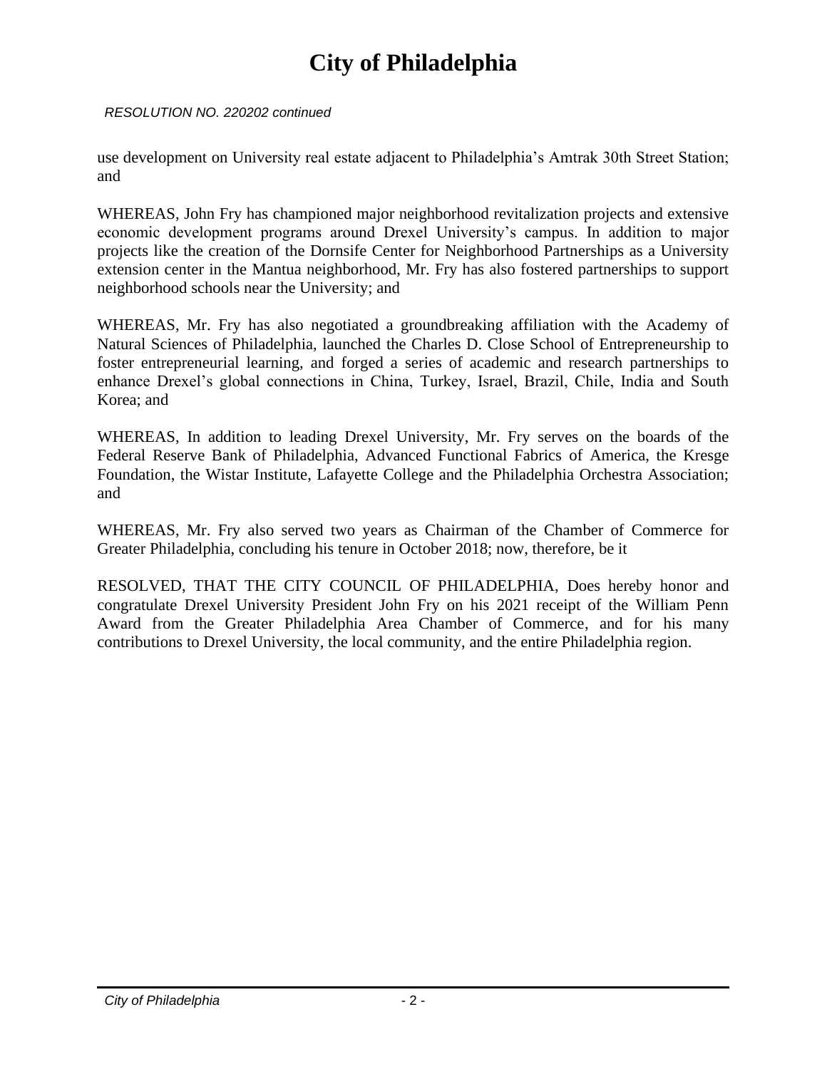*RESOLUTION NO. 220202 continued*

use development on University real estate adjacent to Philadelphia's Amtrak 30th Street Station; and

WHEREAS, John Fry has championed major neighborhood revitalization projects and extensive economic development programs around Drexel University's campus. In addition to major projects like the creation of the Dornsife Center for Neighborhood Partnerships as a University extension center in the Mantua neighborhood, Mr. Fry has also fostered partnerships to support neighborhood schools near the University; and

WHEREAS, Mr. Fry has also negotiated a groundbreaking affiliation with the Academy of Natural Sciences of Philadelphia, launched the Charles D. Close School of Entrepreneurship to foster entrepreneurial learning, and forged a series of academic and research partnerships to enhance Drexel's global connections in China, Turkey, Israel, Brazil, Chile, India and South Korea; and

WHEREAS, In addition to leading Drexel University, Mr. Fry serves on the boards of the Federal Reserve Bank of Philadelphia, Advanced Functional Fabrics of America, the Kresge Foundation, the Wistar Institute, Lafayette College and the Philadelphia Orchestra Association; and

WHEREAS, Mr. Fry also served two years as Chairman of the Chamber of Commerce for Greater Philadelphia, concluding his tenure in October 2018; now, therefore, be it

RESOLVED, THAT THE CITY COUNCIL OF PHILADELPHIA, Does hereby honor and congratulate Drexel University President John Fry on his 2021 receipt of the William Penn Award from the Greater Philadelphia Area Chamber of Commerce, and for his many contributions to Drexel University, the local community, and the entire Philadelphia region.